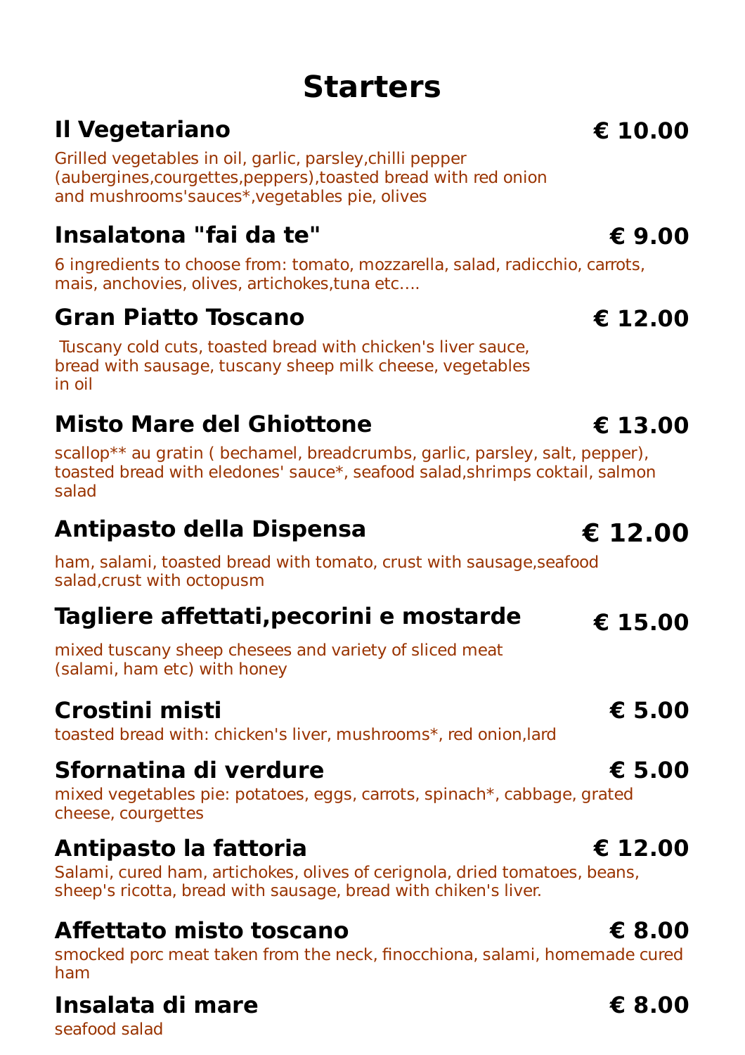# Starters

## Il Vegetariano — € 10.00

Grilled vegetables in oil, garlic, parsley,chilli pepper (aubergines,courgettes,peppers),toasted bread with red onion and mushrooms'sauces*,vegetables pie, olives

## Insalatona "fai da te" — € 9.00

6 ingredients to choose from: tomato, mozzarella, salad, radicchio, carrots, mais, anchovies, olives, artichokes,tuna etc....

## Gran Piatto Toscano — € 12.00

Tuscany cold cuts, toasted bread with chicken's liver sauce, bread with sausage, tuscany sheep milk cheese, vegetables in oil

## Misto Mare del Ghiottone — € 13.00

scallop** au gratin ( bechamel, breadcrumbs, garlic, parsley, salt, pepper), toasted bread with eledones' sauce*, seafood salad,shrimps coktail, salmon salad

## Antipasto della Dispensa — € 12.00

ham, salami, toasted bread with tomato, crust with sausage,seafood salad,crust with octopusm

## Tagliere affettati,pecorini e mostarde — € 15.00

mixed tuscany sheep chesees and variety of sliced meat (salami, ham etc) with honey

## Crostini misti — € 5.00

toasted bread with: chicken's liver, mushrooms*, red onion,lard

## Sfornatina di verdure — € 5.00

mixed vegetables pie: potatoes, eggs, carrots, spinach*, cabbage, grated cheese, courgettes

## Antipasto la fattoria — € 12.00

Salami, cured ham, artichokes, olives of cerignola, dried tomatoes, beans, sheep's ricotta, bread with sausage, bread with chiken's liver.

## Affettato misto toscano — € 8.00

smocked porc meat taken from the neck, finocchiona, salami, homemade cured ham

## Insalata di mare — € 8.00

seafood salad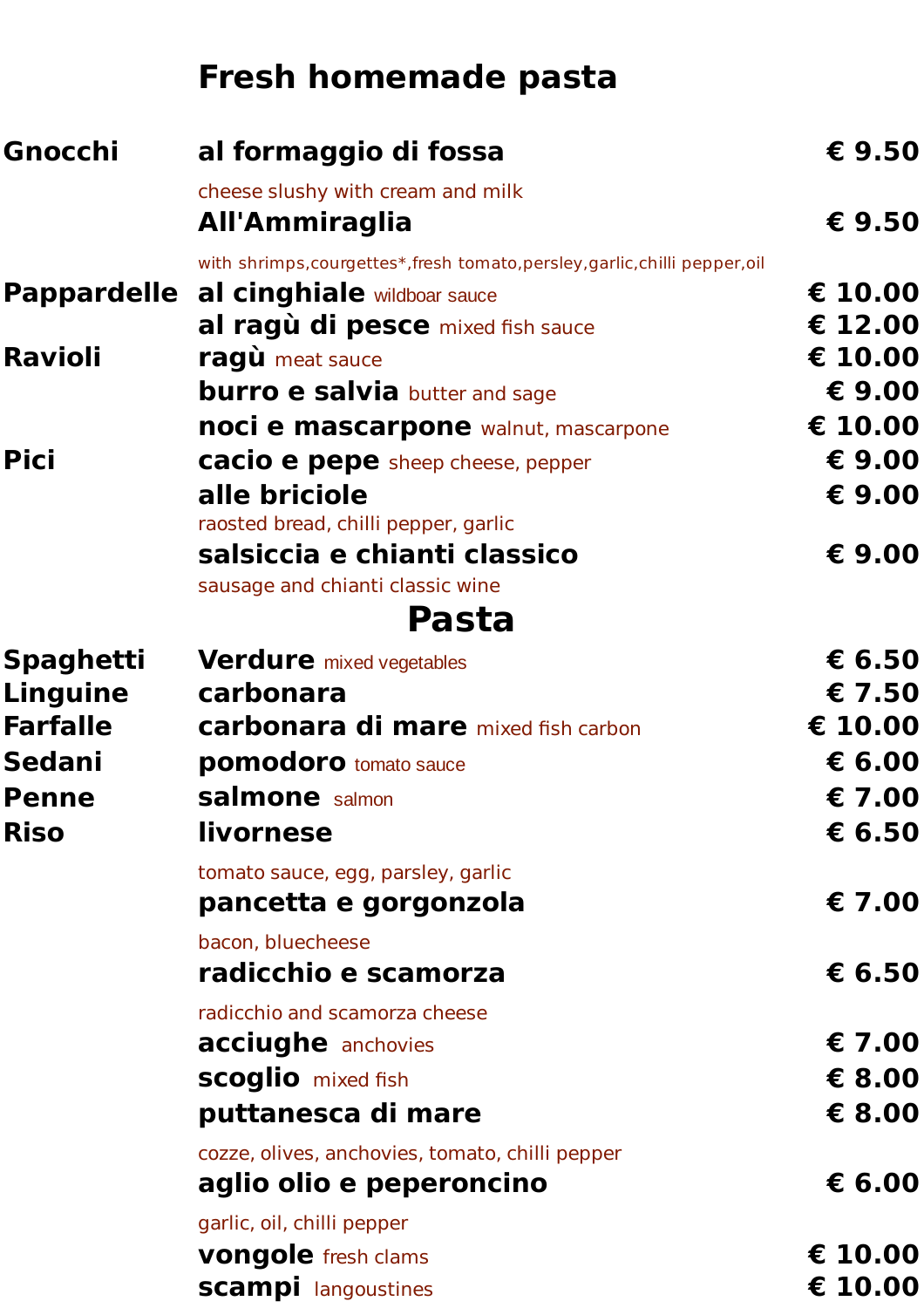## Fresh homemade pasta

| | | |
|---|---|---|
| **Gnocchi** | **al formaggio di fossa**<br>cheese slushy with cream and milk | **€ 9.50** |
| | **All'Ammiraglia**<br>with shrimps,courgettes*,fresh tomato,persley,garlic,chilli pepper,oil | **€ 9.50** |
| **Pappardelle** | **al cinghiale** wildboar sauce | **€ 10.00** |
| | **al ragù di pesce** mixed fish sauce | **€ 12.00** |
| **Ravioli** | **ragù** meat sauce | **€ 10.00** |
| | **burro e salvia** butter and sage | **€ 9.00** |
| | **noci e mascarpone** walnut, mascarpone | **€ 10.00** |
| **Pici** | **cacio e pepe** sheep cheese, pepper | **€ 9.00** |
| | **alle briciole**<br>raosted bread, chilli pepper, garlic | **€ 9.00** |
| | **salsiccia e chianti classico**<br>sausage and chianti classic wine | **€ 9.00** |

## Pasta

| | | |
|---|---|---|
| **Spaghetti** | **Verdure** mixed vegetables | **€ 6.50** |
| **Linguine** | **carbonara** | **€ 7.50** |
| **Farfalle** | **carbonara di mare** mixed fish carbon | **€ 10.00** |
| **Sedani** | **pomodoro** tomato sauce | **€ 6.00** |
| **Penne** | **salmone** salmon | **€ 7.00** |
| **Riso** | **livornese**<br>tomato sauce, egg, parsley, garlic | **€ 6.50** |
| | **pancetta e gorgonzola**<br>bacon, bluecheese | **€ 7.00** |
| | **radicchio e scamorza**<br>radicchio and scamorza cheese | **€ 6.50** |
| | **acciughe** anchovies | **€ 7.00** |
| | **scoglio** mixed fish | **€ 8.00** |
| | **puttanesca di mare**<br>cozze, olives, anchovies, tomato, chilli pepper | **€ 8.00** |
| | **aglio olio e peperoncino**<br>garlic, oil, chilli pepper | **€ 6.00** |
| | **vongole** fresh clams | **€ 10.00** |
| | **scampi** langoustines | **€ 10.00** |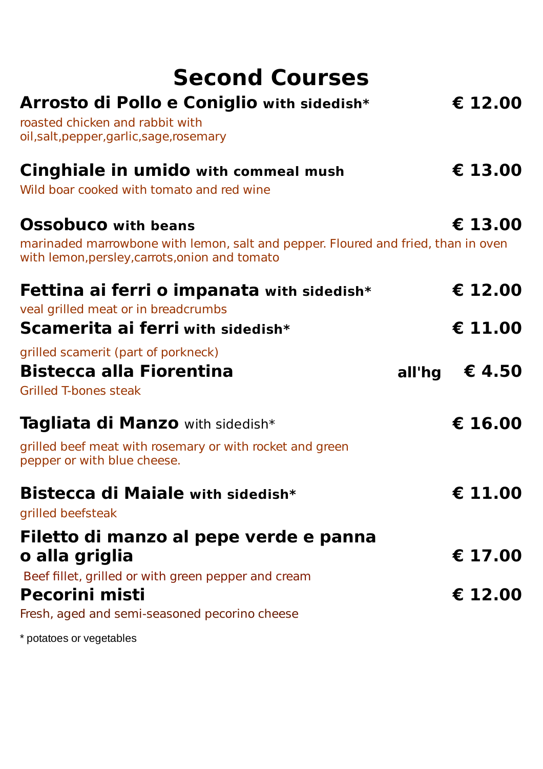# Second Courses

**Arrosto di Pollo e Coniglio with sidedish*** **€ 12.00**

roasted chicken and rabbit with oil,salt,pepper,garlic,sage,rosemary

**Cinghiale in umido with commeal mush** **€ 13.00**

Wild boar cooked with tomato and red wine

**Ossobuco with beans** **€ 13.00**

marinaded marrowbone with lemon, salt and pepper. Floured and fried, than in oven with lemon,persley,carrots,onion and tomato

**Fettina ai ferri o impanata with sidedish*** **€ 12.00**

veal grilled meat or in breadcrumbs

**Scamerita ai ferri with sidedish*** **€ 11.00**

grilled scamerit (part of porkneck)

**Bistecca alla Fiorentina** **all'hg € 4.50**

Grilled T-bones steak

**Tagliata di Manzo** with sidedish* **€ 16.00**

grilled beef meat with rosemary or with rocket and green pepper or with blue cheese.

**Bistecca di Maiale with sidedish*** **€ 11.00**

grilled beefsteak

**Filetto di manzo al pepe verde e panna o alla griglia** **€ 17.00**

Beef fillet, grilled or with green pepper and cream

**Pecorini misti** **€ 12.00**

Fresh, aged and semi-seasoned pecorino cheese

* potatoes or vegetables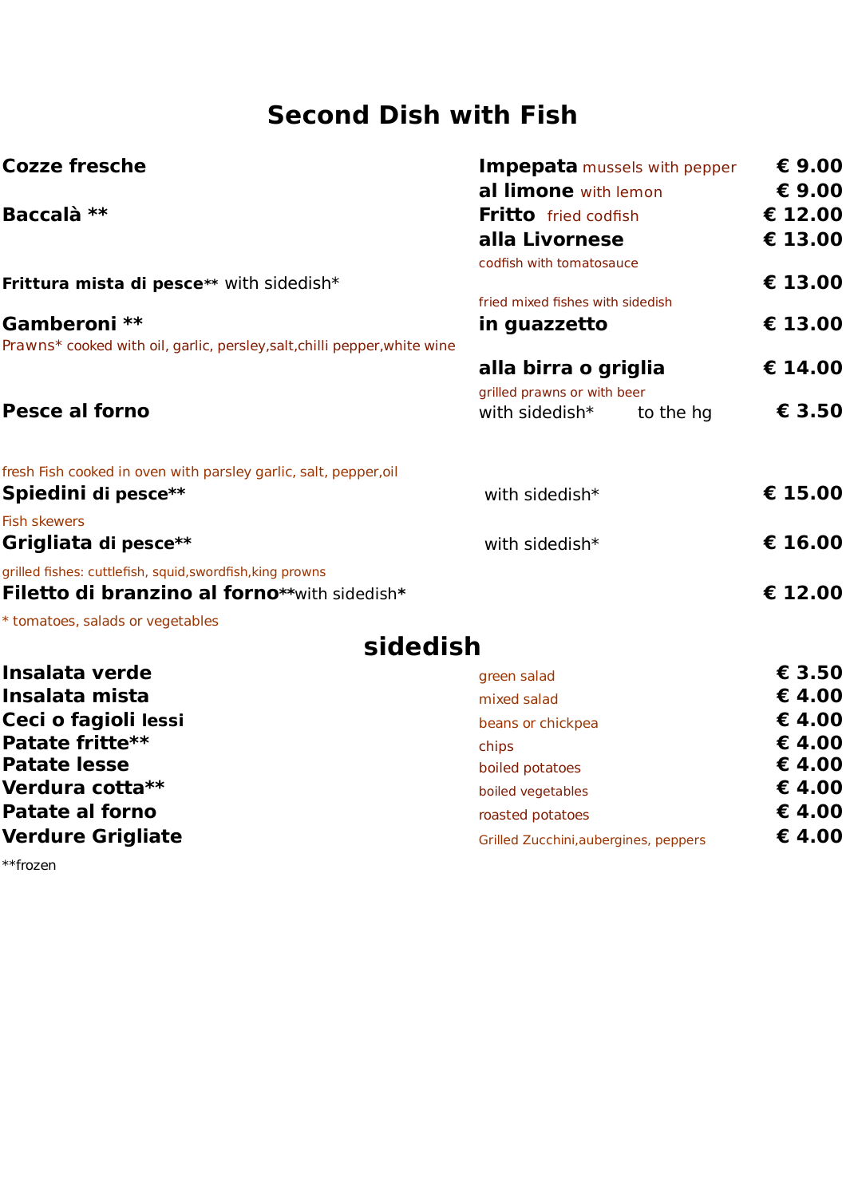# Second Dish with Fish

| | | |
|---|---|---|
| **Cozze fresche** | **Impepata** mussels with pepper | **€ 9.00** |
| | **al limone** with lemon | **€ 9.00** |
| **Baccalà** ** | **Fritto** fried codfish | **€ 12.00** |
| | **alla Livornese** codfish with tomatosauce | **€ 13.00** |
| **Frittura mista di pesce**** with sidedish* | fried mixed fishes with sidedish | **€ 13.00** |
| **Gamberoni** ** Prawns* cooked with oil, garlic, persley,salt,chilli pepper,white wine | **in guazzetto** | **€ 13.00** |
| | **alla birra o griglia** grilled prawns or with beer | **€ 14.00** |
| **Pesce al forno** fresh Fish cooked in oven with parsley garlic, salt, pepper,oil | with sidedish* to the hg | **€ 3.50** |
| **Spiedini di pesce**** Fish skewers | with sidedish* | **€ 15.00** |
| **Grigliata di pesce**** grilled fishes: cuttlefish, squid,swordfish,king prowns | with sidedish* | **€ 16.00** |
| **Filetto di branzino al forno****with sidedish* | | **€ 12.00** |

* tomatoes, salads or vegetables

## sidedish

| | | |
|---|---|---|
| **Insalata verde** | green salad | **€ 3.50** |
| **Insalata mista** | mixed salad | **€ 4.00** |
| **Ceci o fagioli lessi** | beans or chickpea | **€ 4.00** |
| **Patate fritte**** | chips | **€ 4.00** |
| **Patate lesse** | boiled potatoes | **€ 4.00** |
| **Verdura cotta**** | boiled vegetables | **€ 4.00** |
| **Patate al forno** | roasted potatoes | **€ 4.00** |
| **Verdure Grigliate** | Grilled Zucchini,aubergines, peppers | **€ 4.00** |

**frozen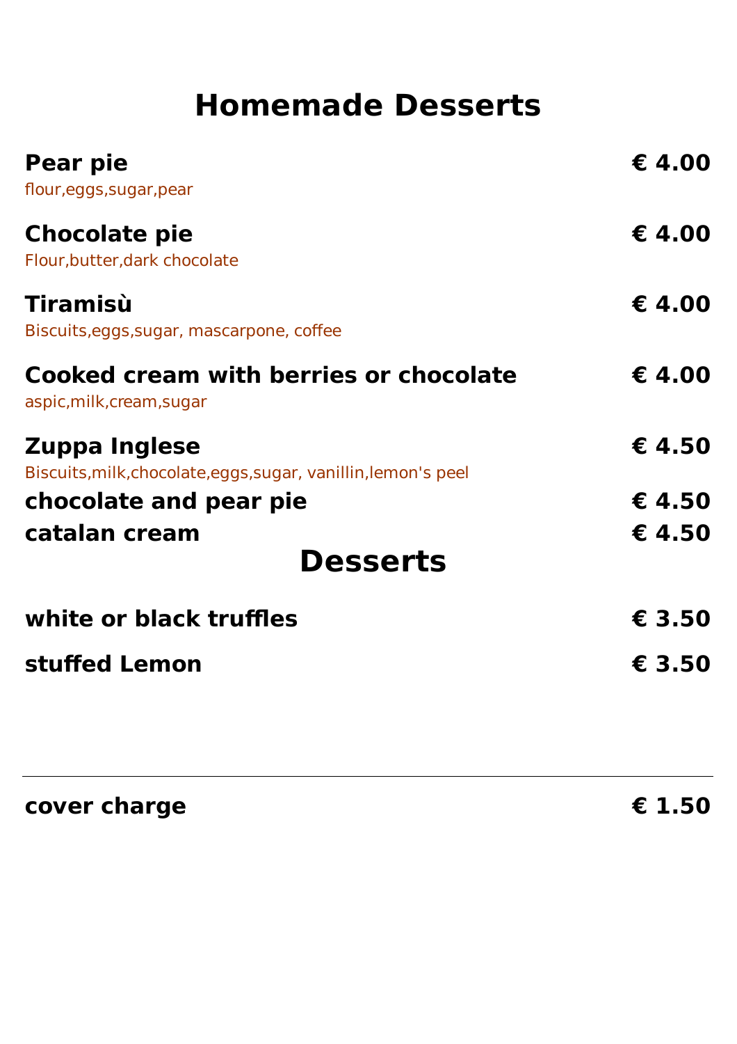# Homemade Desserts

**Pear pie** **€ 4.00**
flour,eggs,sugar,pear

**Chocolate pie** **€ 4.00**
Flour,butter,dark chocolate

**Tiramisù** **€ 4.00**
Biscuits,eggs,sugar, mascarpone, coffee

**Cooked cream with berries or chocolate** **€ 4.00**
aspic,milk,cream,sugar

**Zuppa Inglese** **€ 4.50**
Biscuits,milk,chocolate,eggs,sugar, vanillin,lemon's peel

**chocolate and pear pie** **€ 4.50**

**catalan cream** **€ 4.50**

# Desserts

**white or black truffles** **€ 3.50**

**stuffed Lemon** **€ 3.50**

---

**cover charge** **€ 1.50**